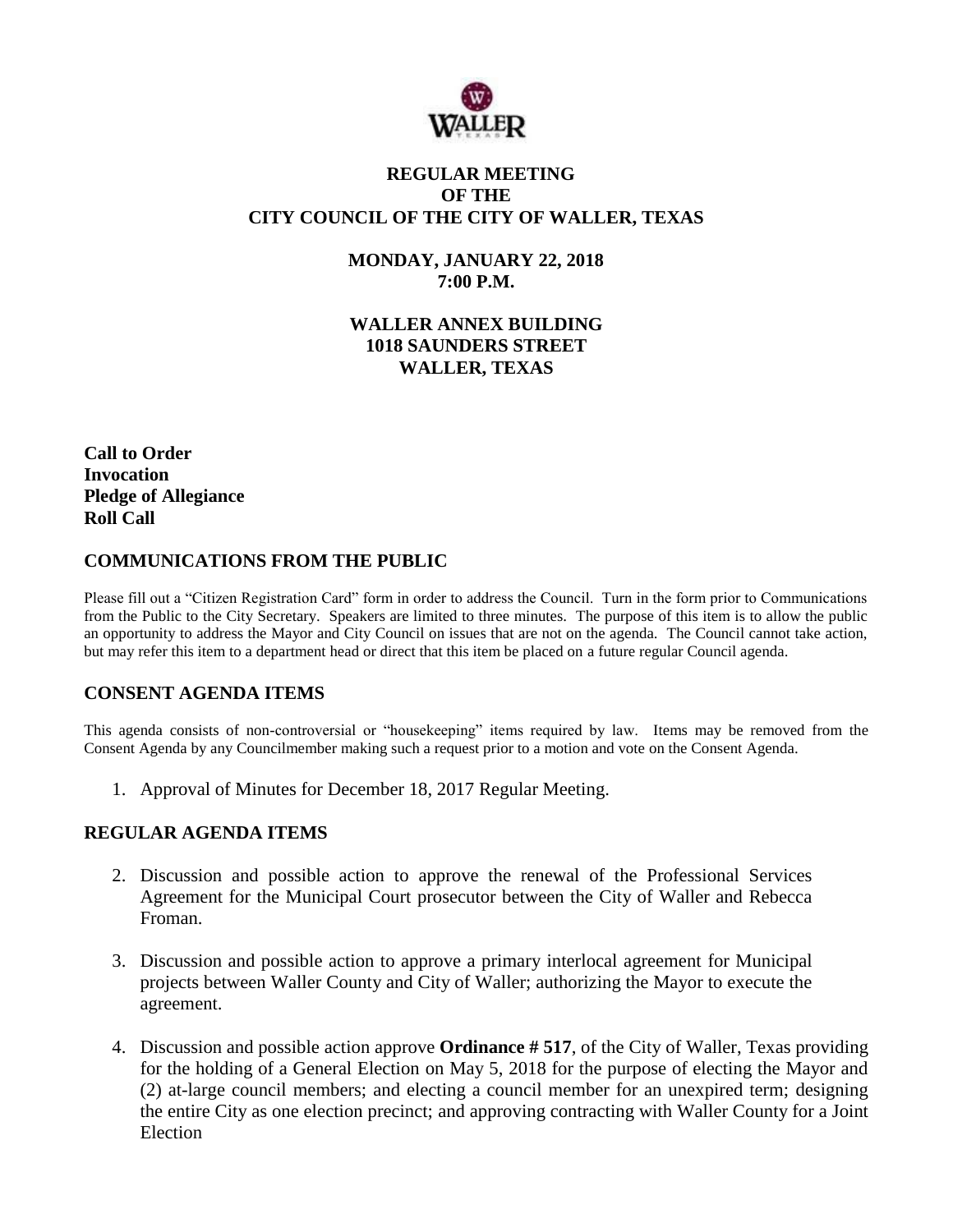# REGULAR MEETING
# OF THE
# CITY COUNCIL OF THE CITY OF WALLER, TEXAS

**MONDAY, JANUARY 22, 2018**
**7:00 P.M.**

**WALLER ANNEX BUILDING**
**1018 SAUNDERS STREET**
**WALLER, TEXAS**

**Call to Order**
**Invocation**
**Pledge of Allegiance**
**Roll Call**

## COMMUNICATIONS FROM THE PUBLIC

Please fill out a "Citizen Registration Card" form in order to address the Council. Turn in the form prior to Communications from the Public to the City Secretary. Speakers are limited to three minutes. The purpose of this item is to allow the public an opportunity to address the Mayor and City Council on issues that are not on the agenda. The Council cannot take action, but may refer this item to a department head or direct that this item be placed on a future regular Council agenda.

## CONSENT AGENDA ITEMS

This agenda consists of non-controversial or "housekeeping" items required by law. Items may be removed from the Consent Agenda by any Councilmember making such a request prior to a motion and vote on the Consent Agenda.

1. Approval of Minutes for December 18, 2017 Regular Meeting.

## REGULAR AGENDA ITEMS

2. Discussion and possible action to approve the renewal of the Professional Services Agreement for the Municipal Court prosecutor between the City of Waller and Rebecca Froman.

3. Discussion and possible action to approve a primary interlocal agreement for Municipal projects between Waller County and City of Waller; authorizing the Mayor to execute the agreement.

4. Discussion and possible action approve **Ordinance # 517**, of the City of Waller, Texas providing for the holding of a General Election on May 5, 2018 for the purpose of electing the Mayor and (2) at-large council members; and electing a council member for an unexpired term; designing the entire City as one election precinct; and approving contracting with Waller County for a Joint Election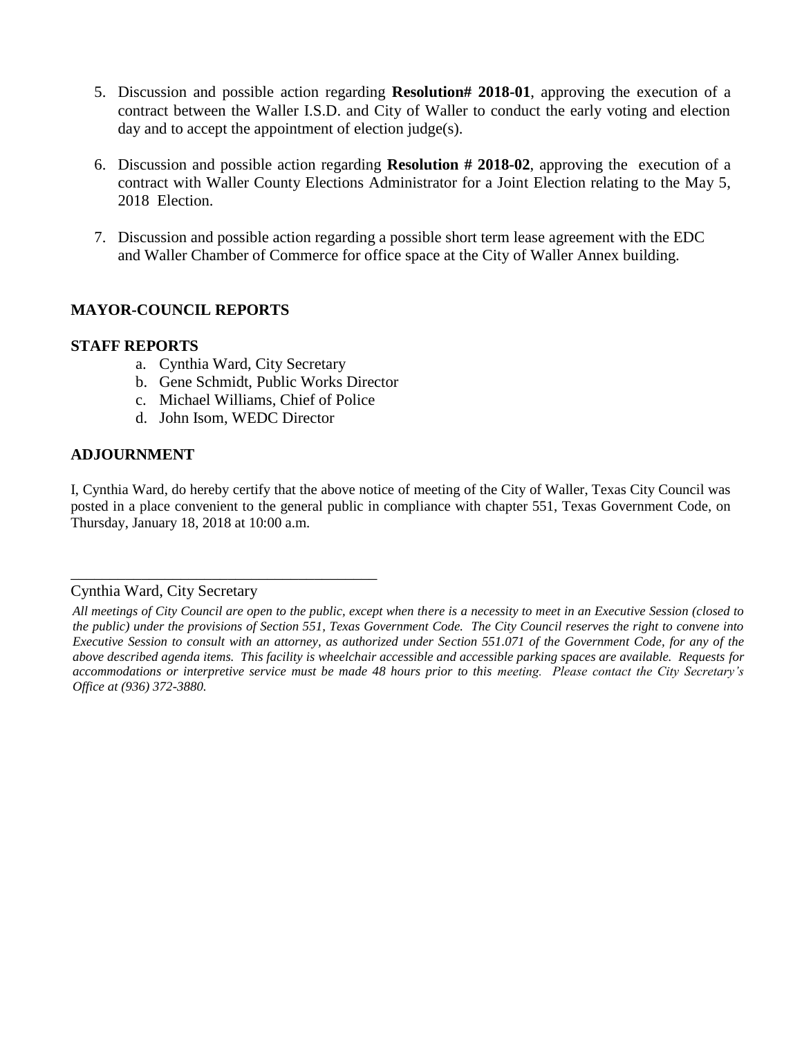5. Discussion and possible action regarding **Resolution# 2018-01**, approving the execution of a contract between the Waller I.S.D. and City of Waller to conduct the early voting and election day and to accept the appointment of election judge(s).

6. Discussion and possible action regarding **Resolution # 2018-02**, approving the execution of a contract with Waller County Elections Administrator for a Joint Election relating to the May 5, 2018 Election.

7. Discussion and possible action regarding a possible short term lease agreement with the EDC and Waller Chamber of Commerce for office space at the City of Waller Annex building.

**MAYOR-COUNCIL REPORTS**

**STAFF REPORTS**

a. Cynthia Ward, City Secretary
b. Gene Schmidt, Public Works Director
c. Michael Williams, Chief of Police
d. John Isom, WEDC Director

**ADJOURNMENT**

I, Cynthia Ward, do hereby certify that the above notice of meeting of the City of Waller, Texas City Council was posted in a place convenient to the general public in compliance with chapter 551, Texas Government Code, on Thursday, January 18, 2018 at 10:00 a.m.

\_\_\_\_\_\_\_\_\_\_\_\_\_\_\_\_\_\_\_\_\_\_\_\_\_\_\_\_\_\_\_\_\_\_\_\_\_\_\_\_

Cynthia Ward, City Secretary

*All meetings of City Council are open to the public, except when there is a necessity to meet in an Executive Session (closed to the public) under the provisions of Section 551, Texas Government Code. The City Council reserves the right to convene into Executive Session to consult with an attorney, as authorized under Section 551.071 of the Government Code, for any of the above described agenda items. This facility is wheelchair accessible and accessible parking spaces are available. Requests for accommodations or interpretive service must be made 48 hours prior to this meeting. Please contact the City Secretary's Office at (936) 372-3880.*